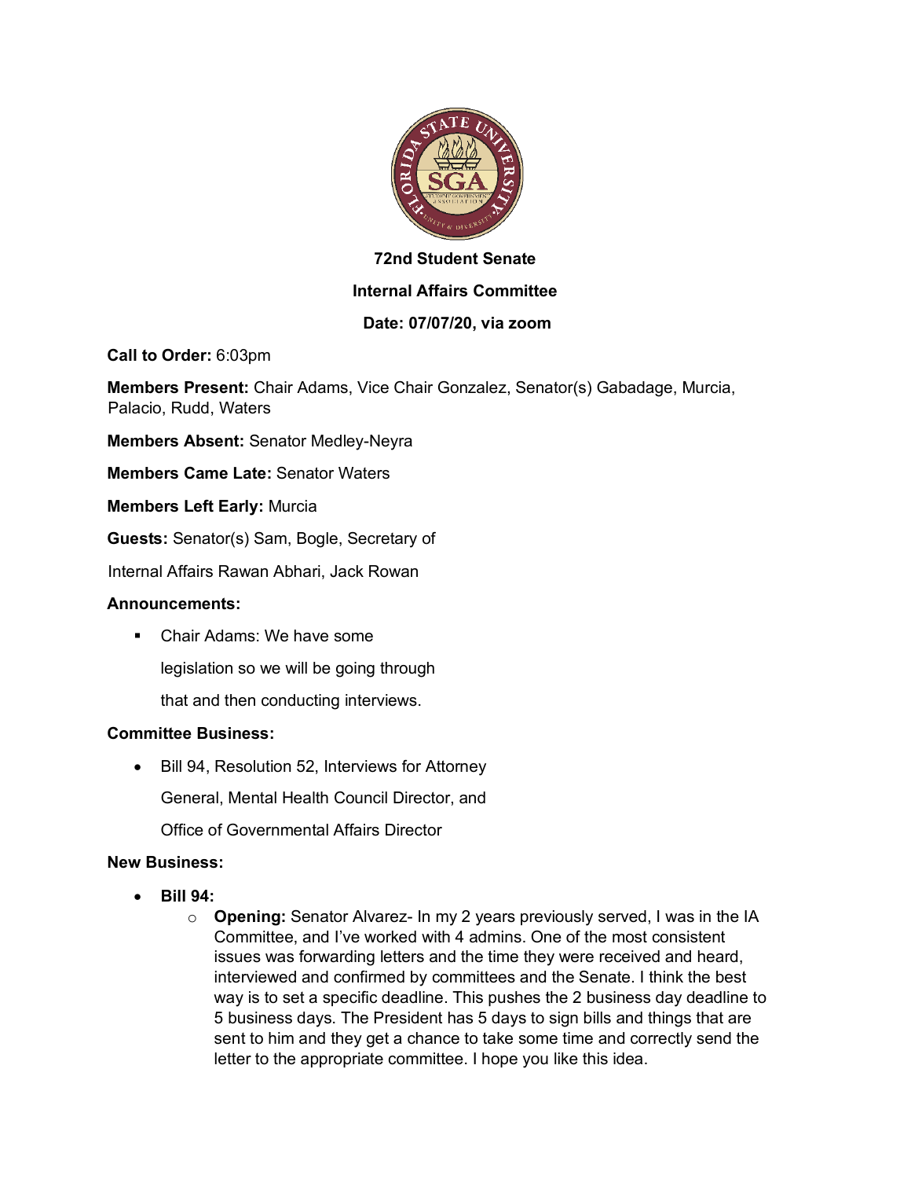**72nd Student Senate**

**Internal Affairs Committee**

**Date: 07/07/20, via zoom**

**Call to Order:** 6:03pm

**Members Present:** Chair Adams, Vice Chair Gonzalez, Senator(s) Gabadage, Murcia, Palacio, Rudd, Waters

**Members Absent:** Senator Medley-Neyra

**Members Came Late:** Senator Waters

**Members Left Early:** Murcia

**Guests:** Senator(s) Sam, Bogle, Secretary of Internal Affairs Rawan Abhari, Jack Rowan

**Announcements:**

- Chair Adams: We have some legislation so we will be going through that and then conducting interviews.

**Committee Business:**

- Bill 94, Resolution 52, Interviews for Attorney General, Mental Health Council Director, and Office of Governmental Affairs Director

**New Business:**

- **Bill 94:**
  - **Opening:** Senator Alvarez- In my 2 years previously served, I was in the IA Committee, and I've worked with 4 admins. One of the most consistent issues was forwarding letters and the time they were received and heard, interviewed and confirmed by committees and the Senate. I think the best way is to set a specific deadline. This pushes the 2 business day deadline to 5 business days. The President has 5 days to sign bills and things that are sent to him and they get a chance to take some time and correctly send the letter to the appropriate committee. I hope you like this idea.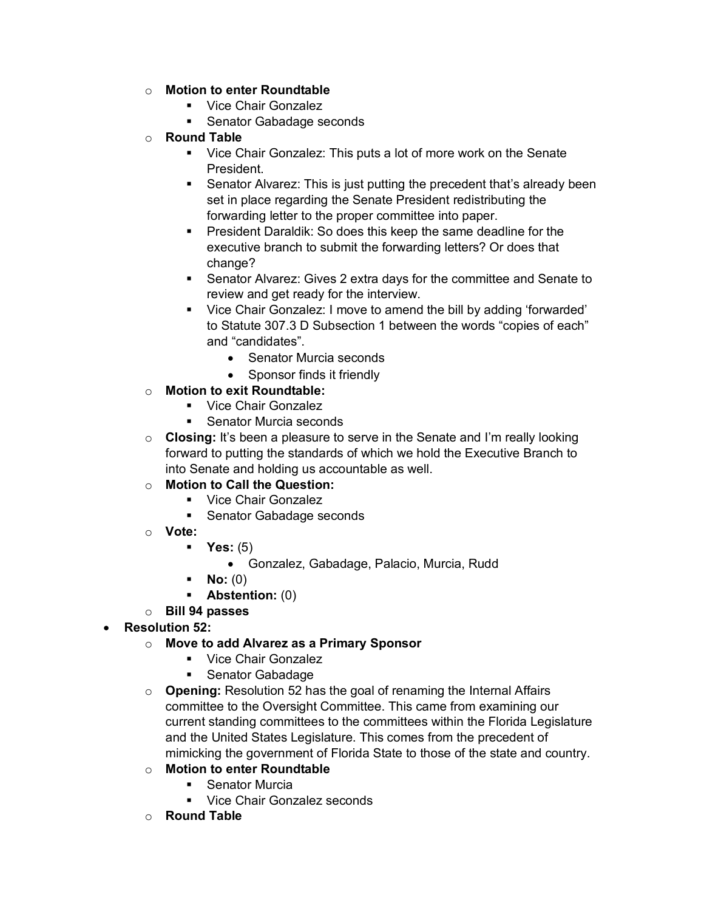- **Motion to enter Roundtable**
  - Vice Chair Gonzalez
  - Senator Gabadage seconds
- **Round Table**
  - Vice Chair Gonzalez: This puts a lot of more work on the Senate President.
  - Senator Alvarez: This is just putting the precedent that's already been set in place regarding the Senate President redistributing the forwarding letter to the proper committee into paper.
  - President Daraldik: So does this keep the same deadline for the executive branch to submit the forwarding letters? Or does that change?
  - Senator Alvarez: Gives 2 extra days for the committee and Senate to review and get ready for the interview.
  - Vice Chair Gonzalez: I move to amend the bill by adding 'forwarded' to Statute 307.3 D Subsection 1 between the words "copies of each" and "candidates".
    - Senator Murcia seconds
    - Sponsor finds it friendly
- **Motion to exit Roundtable:**
  - Vice Chair Gonzalez
  - Senator Murcia seconds
- **Closing:** It's been a pleasure to serve in the Senate and I'm really looking forward to putting the standards of which we hold the Executive Branch to into Senate and holding us accountable as well.
- **Motion to Call the Question:**
  - Vice Chair Gonzalez
  - Senator Gabadage seconds
- **Vote:**
  - **Yes:** (5)
    - Gonzalez, Gabadage, Palacio, Murcia, Rudd
  - **No:** (0)
  - **Abstention:** (0)
- **Bill 94 passes**

- **Resolution 52:**
  - **Move to add Alvarez as a Primary Sponsor**
    - Vice Chair Gonzalez
    - Senator Gabadage
  - **Opening:** Resolution 52 has the goal of renaming the Internal Affairs committee to the Oversight Committee. This came from examining our current standing committees to the committees within the Florida Legislature and the United States Legislature. This comes from the precedent of mimicking the government of Florida State to those of the state and country.
  - **Motion to enter Roundtable**
    - Senator Murcia
    - Vice Chair Gonzalez seconds
  - **Round Table**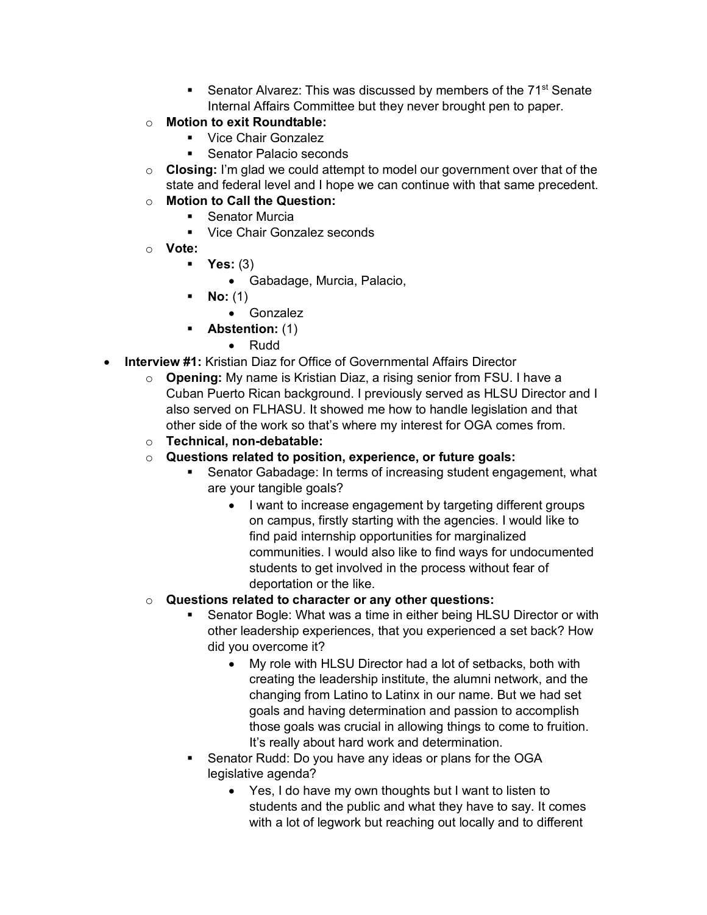- Senator Alvarez: This was discussed by members of the 71st Senate Internal Affairs Committee but they never brought pen to paper.
    - **Motion to exit Roundtable:**
        - Vice Chair Gonzalez
        - Senator Palacio seconds
    - **Closing:** I'm glad we could attempt to model our government over that of the state and federal level and I hope we can continue with that same precedent.
    - **Motion to Call the Question:**
        - Senator Murcia
        - Vice Chair Gonzalez seconds
    - **Vote:**
        - **Yes:** (3)
            - Gabadage, Murcia, Palacio,
        - **No:** (1)
            - Gonzalez
        - **Abstention:** (1)
            - Rudd
- **Interview #1:** Kristian Diaz for Office of Governmental Affairs Director
    - **Opening:** My name is Kristian Diaz, a rising senior from FSU. I have a Cuban Puerto Rican background. I previously served as HLSU Director and I also served on FLHASU. It showed me how to handle legislation and that other side of the work so that's where my interest for OGA comes from.
    - **Technical, non-debatable:**
    - **Questions related to position, experience, or future goals:**
        - Senator Gabadage: In terms of increasing student engagement, what are your tangible goals?
            - I want to increase engagement by targeting different groups on campus, firstly starting with the agencies. I would like to find paid internship opportunities for marginalized communities. I would also like to find ways for undocumented students to get involved in the process without fear of deportation or the like.
    - **Questions related to character or any other questions:**
        - Senator Bogle: What was a time in either being HLSU Director or with other leadership experiences, that you experienced a set back? How did you overcome it?
            - My role with HLSU Director had a lot of setbacks, both with creating the leadership institute, the alumni network, and the changing from Latino to Latinx in our name. But we had set goals and having determination and passion to accomplish those goals was crucial in allowing things to come to fruition. It's really about hard work and determination.
        - Senator Rudd: Do you have any ideas or plans for the OGA legislative agenda?
            - Yes, I do have my own thoughts but I want to listen to students and the public and what they have to say. It comes with a lot of legwork but reaching out locally and to different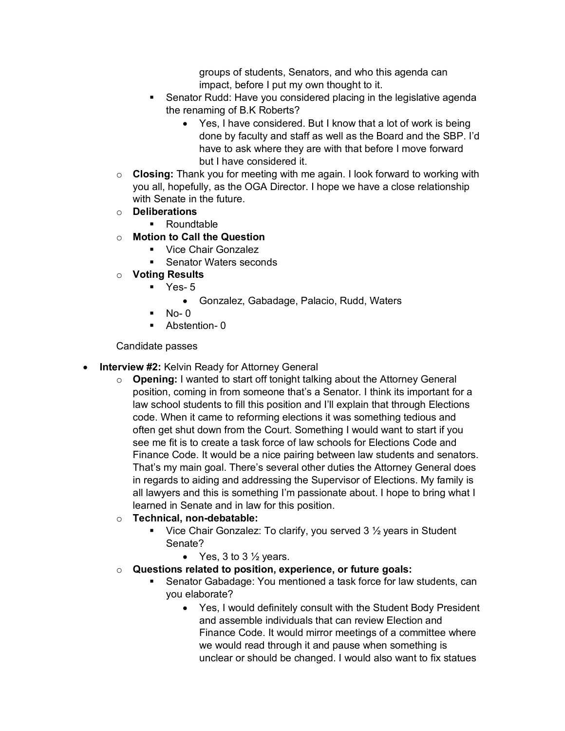groups of students, Senators, and who this agenda can impact, before I put my own thought to it.

- Senator Rudd: Have you considered placing in the legislative agenda the renaming of B.K Roberts?
  - Yes, I have considered. But I know that a lot of work is being done by faculty and staff as well as the Board and the SBP. I'd have to ask where they are with that before I move forward but I have considered it.

- **Closing:** Thank you for meeting with me again. I look forward to working with you all, hopefully, as the OGA Director. I hope we have a close relationship with Senate in the future.
- **Deliberations**
  - Roundtable
- **Motion to Call the Question**
  - Vice Chair Gonzalez
  - Senator Waters seconds
- **Voting Results**
  - Yes- 5
    - Gonzalez, Gabadage, Palacio, Rudd, Waters
  - No- 0
  - Abstention- 0

Candidate passes

- **Interview #2:** Kelvin Ready for Attorney General
  - **Opening:** I wanted to start off tonight talking about the Attorney General position, coming in from someone that's a Senator. I think its important for a law school students to fill this position and I'll explain that through Elections code. When it came to reforming elections it was something tedious and often get shut down from the Court. Something I would want to start if you see me fit is to create a task force of law schools for Elections Code and Finance Code. It would be a nice pairing between law students and senators. That's my main goal. There's several other duties the Attorney General does in regards to aiding and addressing the Supervisor of Elections. My family is all lawyers and this is something I'm passionate about. I hope to bring what I learned in Senate and in law for this position.
  - **Technical, non-debatable:**
    - Vice Chair Gonzalez: To clarify, you served 3 ½ years in Student Senate?
      - Yes, 3 to 3 ½ years.
  - **Questions related to position, experience, or future goals:**
    - Senator Gabadage: You mentioned a task force for law students, can you elaborate?
      - Yes, I would definitely consult with the Student Body President and assemble individuals that can review Election and Finance Code. It would mirror meetings of a committee where we would read through it and pause when something is unclear or should be changed. I would also want to fix statues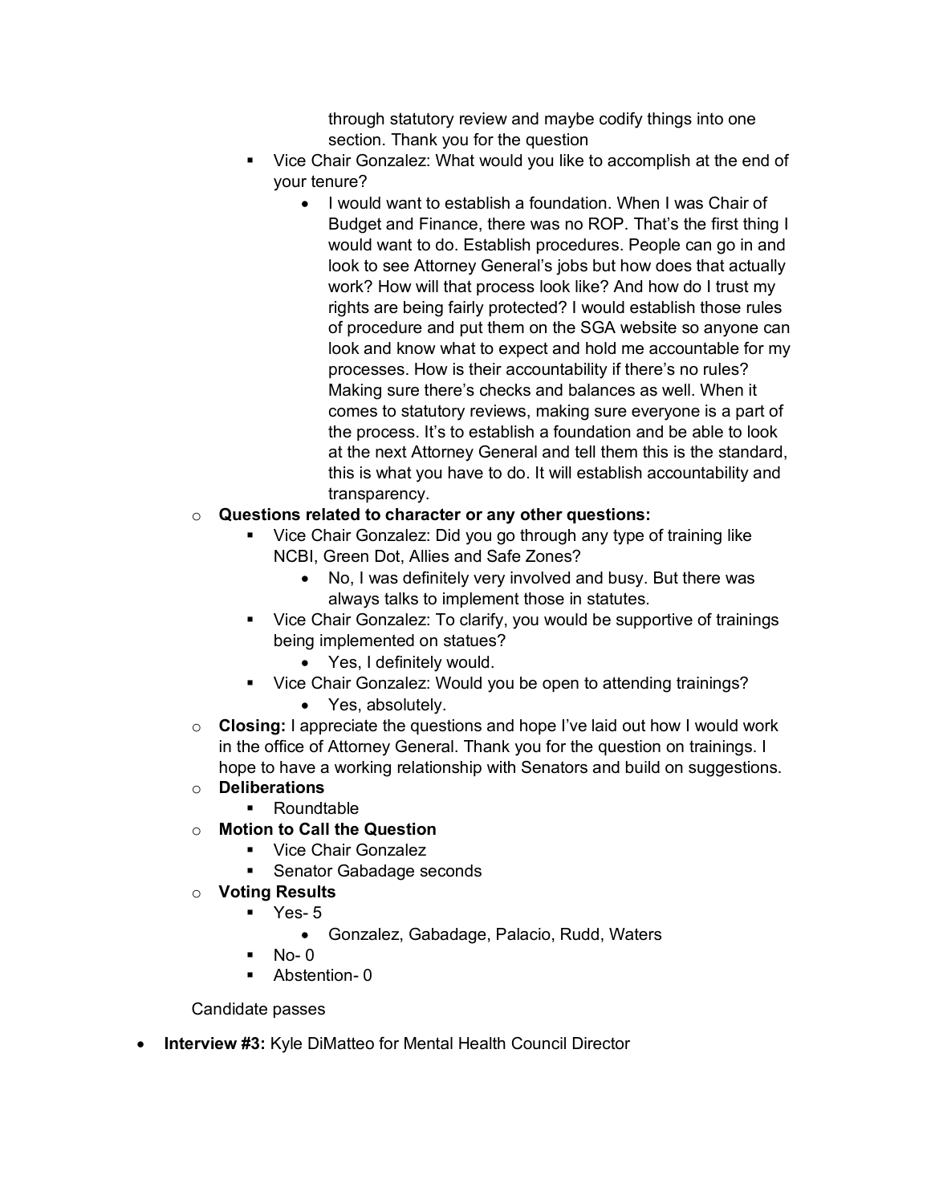through statutory review and maybe codify things into one section. Thank you for the question

- Vice Chair Gonzalez: What would you like to accomplish at the end of your tenure?
  - I would want to establish a foundation. When I was Chair of Budget and Finance, there was no ROP. That's the first thing I would want to do. Establish procedures. People can go in and look to see Attorney General's jobs but how does that actually work? How will that process look like? And how do I trust my rights are being fairly protected? I would establish those rules of procedure and put them on the SGA website so anyone can look and know what to expect and hold me accountable for my processes. How is their accountability if there's no rules? Making sure there's checks and balances as well. When it comes to statutory reviews, making sure everyone is a part of the process. It's to establish a foundation and be able to look at the next Attorney General and tell them this is the standard, this is what you have to do. It will establish accountability and transparency.

- **Questions related to character or any other questions:**
  - Vice Chair Gonzalez: Did you go through any type of training like NCBI, Green Dot, Allies and Safe Zones?
    - No, I was definitely very involved and busy. But there was always talks to implement those in statutes.
  - Vice Chair Gonzalez: To clarify, you would be supportive of trainings being implemented on statues?
    - Yes, I definitely would.
  - Vice Chair Gonzalez: Would you be open to attending trainings?
    - Yes, absolutely.
- **Closing:** I appreciate the questions and hope I've laid out how I would work in the office of Attorney General. Thank you for the question on trainings. I hope to have a working relationship with Senators and build on suggestions.
- **Deliberations**
  - Roundtable
- **Motion to Call the Question**
  - Vice Chair Gonzalez
  - Senator Gabadage seconds
- **Voting Results**
  - Yes- 5
    - Gonzalez, Gabadage, Palacio, Rudd, Waters
  - No- 0
  - Abstention- 0

Candidate passes

- **Interview #3:** Kyle DiMatteo for Mental Health Council Director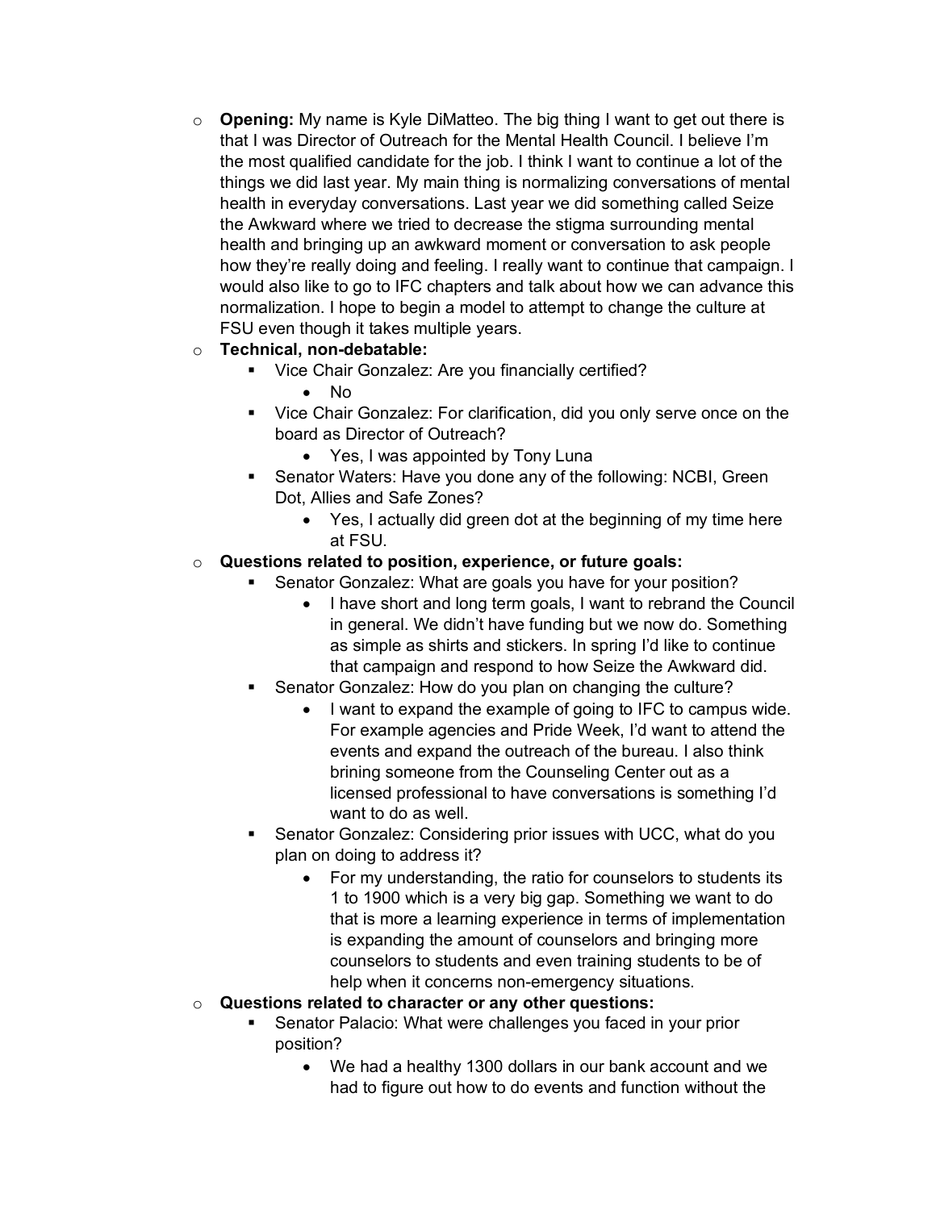- **Opening:** My name is Kyle DiMatteo. The big thing I want to get out there is that I was Director of Outreach for the Mental Health Council. I believe I'm the most qualified candidate for the job. I think I want to continue a lot of the things we did last year. My main thing is normalizing conversations of mental health in everyday conversations. Last year we did something called Seize the Awkward where we tried to decrease the stigma surrounding mental health and bringing up an awkward moment or conversation to ask people how they're really doing and feeling. I really want to continue that campaign. I would also like to go to IFC chapters and talk about how we can advance this normalization. I hope to begin a model to attempt to change the culture at FSU even though it takes multiple years.
- **Technical, non-debatable:**
  - Vice Chair Gonzalez: Are you financially certified?
    - No
  - Vice Chair Gonzalez: For clarification, did you only serve once on the board as Director of Outreach?
    - Yes, I was appointed by Tony Luna
  - Senator Waters: Have you done any of the following: NCBI, Green Dot, Allies and Safe Zones?
    - Yes, I actually did green dot at the beginning of my time here at FSU.
- **Questions related to position, experience, or future goals:**
  - Senator Gonzalez: What are goals you have for your position?
    - I have short and long term goals, I want to rebrand the Council in general. We didn't have funding but we now do. Something as simple as shirts and stickers. In spring I'd like to continue that campaign and respond to how Seize the Awkward did.
  - Senator Gonzalez: How do you plan on changing the culture?
    - I want to expand the example of going to IFC to campus wide. For example agencies and Pride Week, I'd want to attend the events and expand the outreach of the bureau. I also think brining someone from the Counseling Center out as a licensed professional to have conversations is something I'd want to do as well.
  - Senator Gonzalez: Considering prior issues with UCC, what do you plan on doing to address it?
    - For my understanding, the ratio for counselors to students its 1 to 1900 which is a very big gap. Something we want to do that is more a learning experience in terms of implementation is expanding the amount of counselors and bringing more counselors to students and even training students to be of help when it concerns non-emergency situations.
- **Questions related to character or any other questions:**
  - Senator Palacio: What were challenges you faced in your prior position?
    - We had a healthy 1300 dollars in our bank account and we had to figure out how to do events and function without the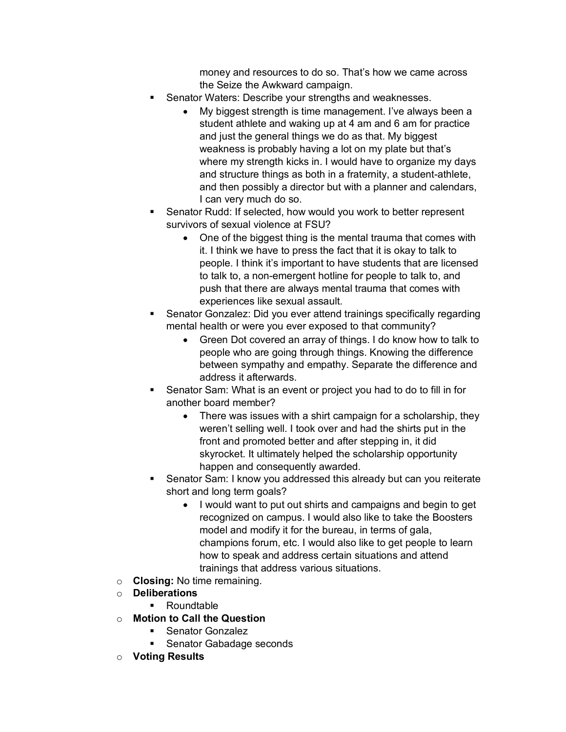- money and resources to do so. That's how we came across the Seize the Awkward campaign.
    - Senator Waters: Describe your strengths and weaknesses.
      - My biggest strength is time management. I've always been a student athlete and waking up at 4 am and 6 am for practice and just the general things we do as that. My biggest weakness is probably having a lot on my plate but that's where my strength kicks in. I would have to organize my days and structure things as both in a fraternity, a student-athlete, and then possibly a director but with a planner and calendars, I can very much do so.
    - Senator Rudd: If selected, how would you work to better represent survivors of sexual violence at FSU?
      - One of the biggest thing is the mental trauma that comes with it. I think we have to press the fact that it is okay to talk to people. I think it's important to have students that are licensed to talk to, a non-emergent hotline for people to talk to, and push that there are always mental trauma that comes with experiences like sexual assault.
    - Senator Gonzalez: Did you ever attend trainings specifically regarding mental health or were you ever exposed to that community?
      - Green Dot covered an array of things. I do know how to talk to people who are going through things. Knowing the difference between sympathy and empathy. Separate the difference and address it afterwards.
    - Senator Sam: What is an event or project you had to do to fill in for another board member?
      - There was issues with a shirt campaign for a scholarship, they weren't selling well. I took over and had the shirts put in the front and promoted better and after stepping in, it did skyrocket. It ultimately helped the scholarship opportunity happen and consequently awarded.
    - Senator Sam: I know you addressed this already but can you reiterate short and long term goals?
      - I would want to put out shirts and campaigns and begin to get recognized on campus. I would also like to take the Boosters model and modify it for the bureau, in terms of gala, champions forum, etc. I would also like to get people to learn how to speak and address certain situations and attend trainings that address various situations.
  - **Closing:** No time remaining.
  - **Deliberations**
    - Roundtable
  - **Motion to Call the Question**
    - Senator Gonzalez
    - Senator Gabadage seconds
  - **Voting Results**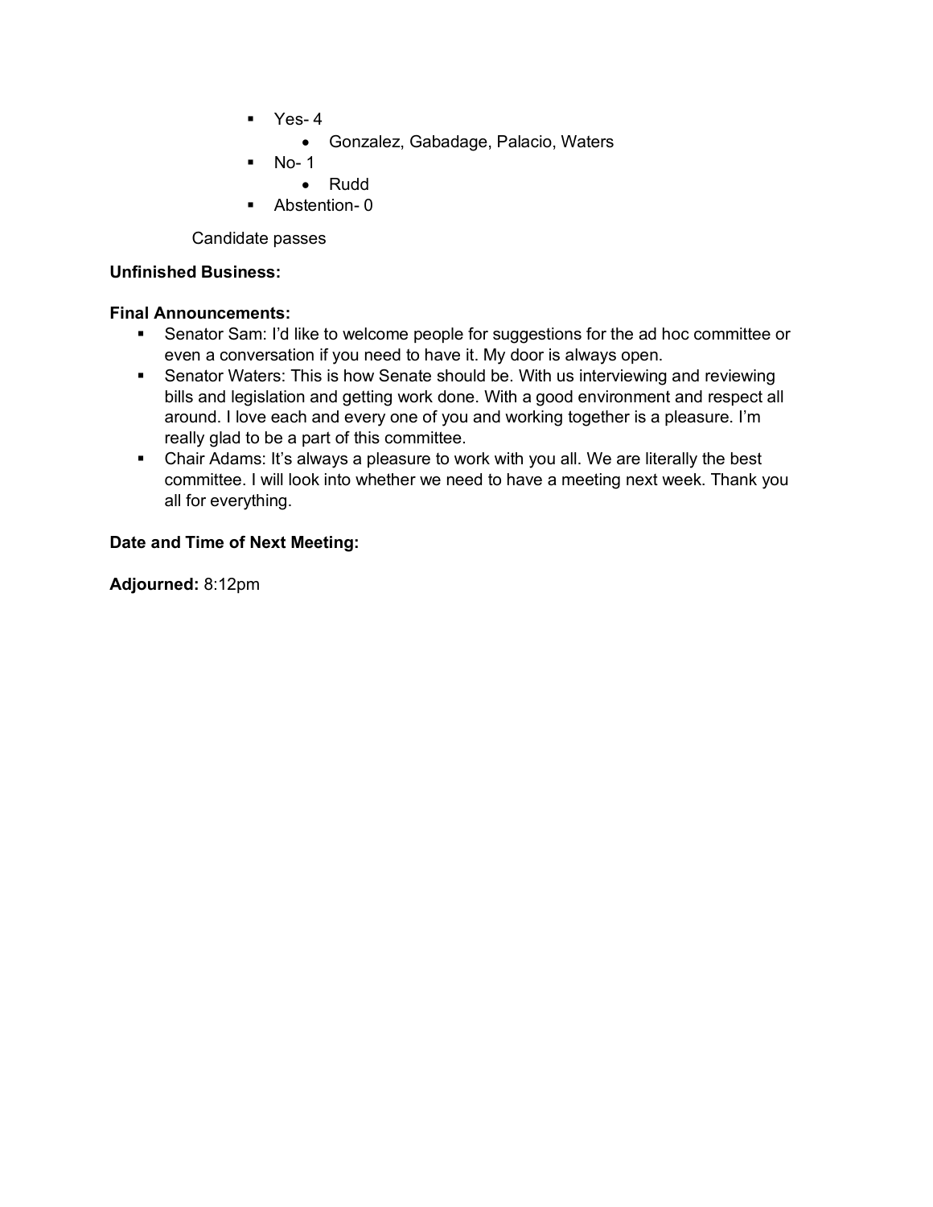- Yes- 4
  - Gonzalez, Gabadage, Palacio, Waters
- No- 1
  - Rudd
- Abstention- 0

Candidate passes

**Unfinished Business:**

**Final Announcements:**

- Senator Sam: I'd like to welcome people for suggestions for the ad hoc committee or even a conversation if you need to have it. My door is always open.
- Senator Waters: This is how Senate should be. With us interviewing and reviewing bills and legislation and getting work done. With a good environment and respect all around. I love each and every one of you and working together is a pleasure. I'm really glad to be a part of this committee.
- Chair Adams: It's always a pleasure to work with you all. We are literally the best committee. I will look into whether we need to have a meeting next week. Thank you all for everything.

**Date and Time of Next Meeting:**

**Adjourned:** 8:12pm